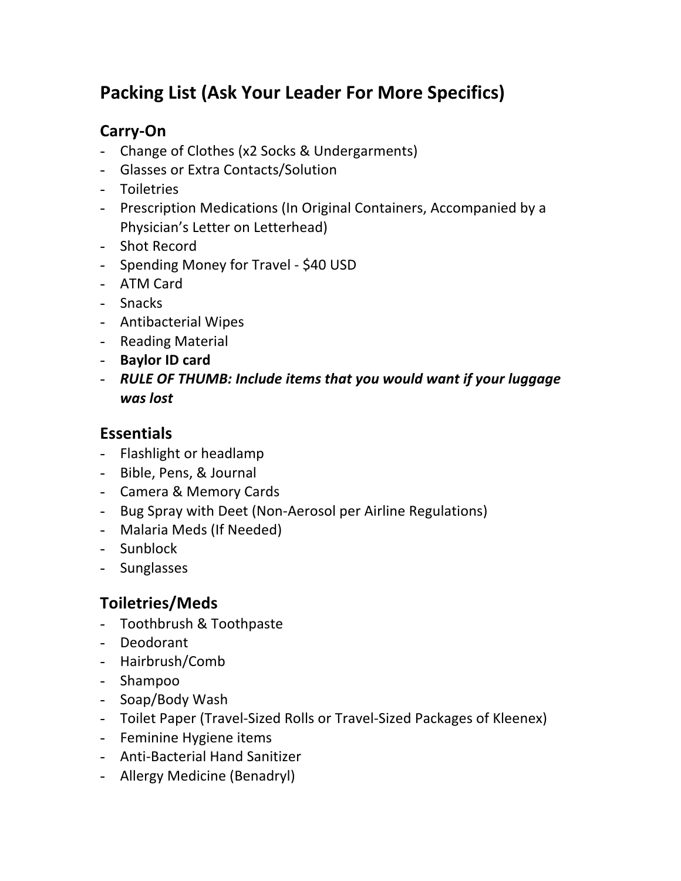# Packing List (Ask Your Leader For More Specifics)

## Carry-On

- Change of Clothes (x2 Socks & Undergarments)
- Glasses or Extra Contacts/Solution
- Toiletries
- Prescription Medications (In Original Containers, Accompanied by a Physician's Letter on Letterhead)
- Shot Record
- Spending Money for Travel - $40 USD
- ATM Card
- Snacks
- Antibacterial Wipes
- Reading Material
- **Baylor ID card**
- ***RULE OF THUMB: Include items that you would want if your luggage was lost***

## Essentials

- Flashlight or headlamp
- Bible, Pens, & Journal
- Camera & Memory Cards
- Bug Spray with Deet (Non-Aerosol per Airline Regulations)
- Malaria Meds (If Needed)
- Sunblock
- Sunglasses

## Toiletries/Meds

- Toothbrush & Toothpaste
- Deodorant
- Hairbrush/Comb
- Shampoo
- Soap/Body Wash
- Toilet Paper (Travel-Sized Rolls or Travel-Sized Packages of Kleenex)
- Feminine Hygiene items
- Anti-Bacterial Hand Sanitizer
- Allergy Medicine (Benadryl)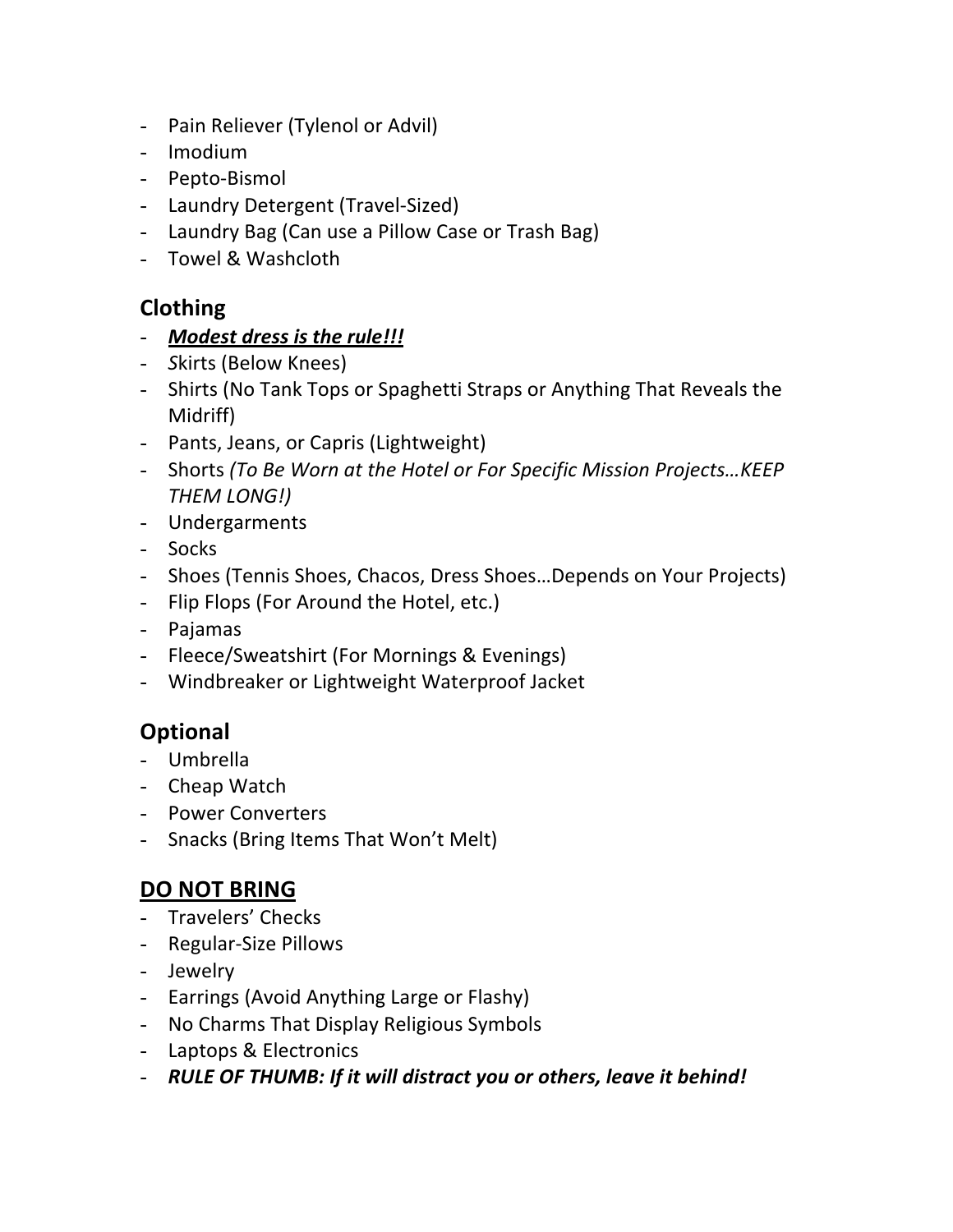- Pain Reliever (Tylenol or Advil)
- Imodium
- Pepto-Bismol
- Laundry Detergent (Travel-Sized)
- Laundry Bag (Can use a Pillow Case or Trash Bag)
- Towel & Washcloth

## Clothing

- ***Modest dress is the rule!!!***
- *S*kirts (Below Knees)
- Shirts (No Tank Tops or Spaghetti Straps or Anything That Reveals the Midriff)
- Pants, Jeans, or Capris (Lightweight)
- Shorts *(To Be Worn at the Hotel or For Specific Mission Projects…KEEP THEM LONG!)*
- Undergarments
- Socks
- Shoes (Tennis Shoes, Chacos, Dress Shoes…Depends on Your Projects)
- Flip Flops (For Around the Hotel, etc.)
- Pajamas
- Fleece/Sweatshirt (For Mornings & Evenings)
- Windbreaker or Lightweight Waterproof Jacket

## Optional

- Umbrella
- Cheap Watch
- Power Converters
- Snacks (Bring Items That Won't Melt)

## DO NOT BRING

- Travelers' Checks
- Regular-Size Pillows
- Jewelry
- Earrings (Avoid Anything Large or Flashy)
- No Charms That Display Religious Symbols
- Laptops & Electronics
- ***RULE OF THUMB: If it will distract you or others, leave it behind!***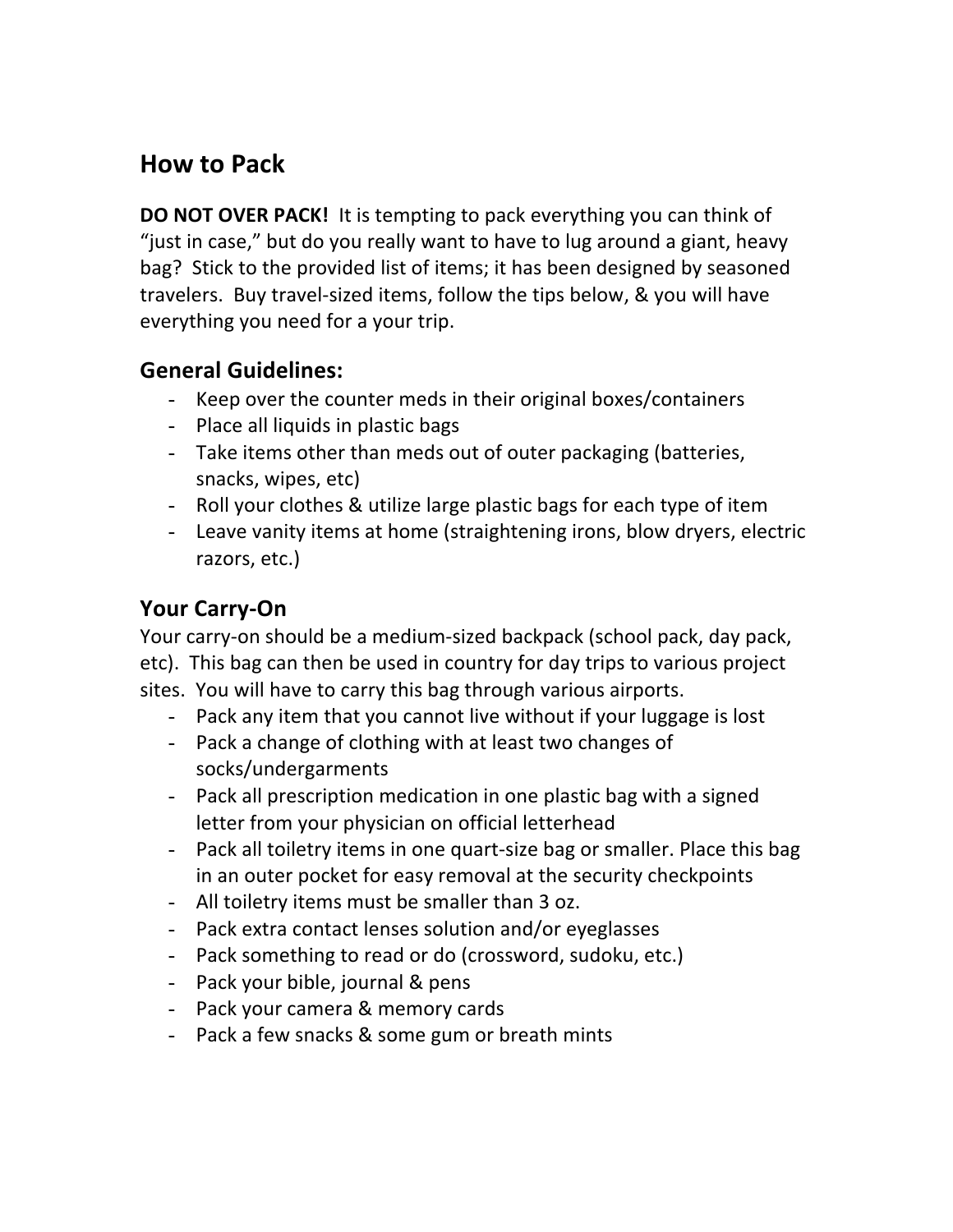## How to Pack

**DO NOT OVER PACK!** It is tempting to pack everything you can think of "just in case," but do you really want to have to lug around a giant, heavy bag? Stick to the provided list of items; it has been designed by seasoned travelers. Buy travel-sized items, follow the tips below, & you will have everything you need for a your trip.

### General Guidelines:

- Keep over the counter meds in their original boxes/containers
- Place all liquids in plastic bags
- Take items other than meds out of outer packaging (batteries, snacks, wipes, etc)
- Roll your clothes & utilize large plastic bags for each type of item
- Leave vanity items at home (straightening irons, blow dryers, electric razors, etc.)

### Your Carry-On

Your carry-on should be a medium-sized backpack (school pack, day pack, etc). This bag can then be used in country for day trips to various project sites. You will have to carry this bag through various airports.

- Pack any item that you cannot live without if your luggage is lost
- Pack a change of clothing with at least two changes of socks/undergarments
- Pack all prescription medication in one plastic bag with a signed letter from your physician on official letterhead
- Pack all toiletry items in one quart-size bag or smaller. Place this bag in an outer pocket for easy removal at the security checkpoints
- All toiletry items must be smaller than 3 oz.
- Pack extra contact lenses solution and/or eyeglasses
- Pack something to read or do (crossword, sudoku, etc.)
- Pack your bible, journal & pens
- Pack your camera & memory cards
- Pack a few snacks & some gum or breath mints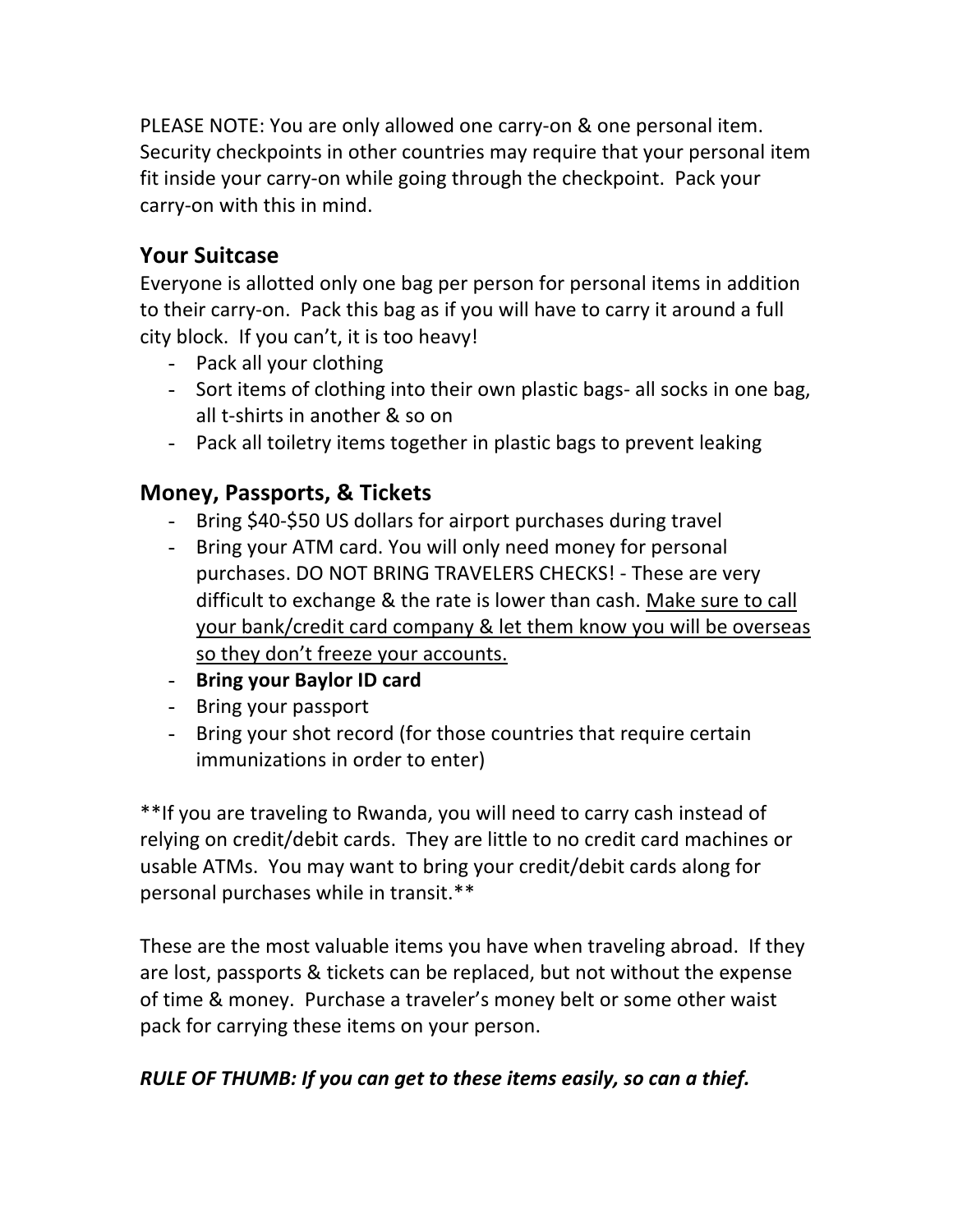PLEASE NOTE: You are only allowed one carry-on & one personal item. Security checkpoints in other countries may require that your personal item fit inside your carry-on while going through the checkpoint. Pack your carry-on with this in mind.

## Your Suitcase

Everyone is allotted only one bag per person for personal items in addition to their carry-on. Pack this bag as if you will have to carry it around a full city block. If you can't, it is too heavy!

- Pack all your clothing
- Sort items of clothing into their own plastic bags- all socks in one bag, all t-shirts in another & so on
- Pack all toiletry items together in plastic bags to prevent leaking

## Money, Passports, & Tickets

- Bring $40-$50 US dollars for airport purchases during travel
- Bring your ATM card. You will only need money for personal purchases. DO NOT BRING TRAVELERS CHECKS! - These are very difficult to exchange & the rate is lower than cash. <u>Make sure to call your bank/credit card company & let them know you will be overseas so they don't freeze your accounts.</u>
- **Bring your Baylor ID card**
- Bring your passport
- Bring your shot record (for those countries that require certain immunizations in order to enter)

**If you are traveling to Rwanda, you will need to carry cash instead of relying on credit/debit cards. They are little to no credit card machines or usable ATMs. You may want to bring your credit/debit cards along for personal purchases while in transit.**

These are the most valuable items you have when traveling abroad. If they are lost, passports & tickets can be replaced, but not without the expense of time & money. Purchase a traveler's money belt or some other waist pack for carrying these items on your person.

***RULE OF THUMB: If you can get to these items easily, so can a thief.***